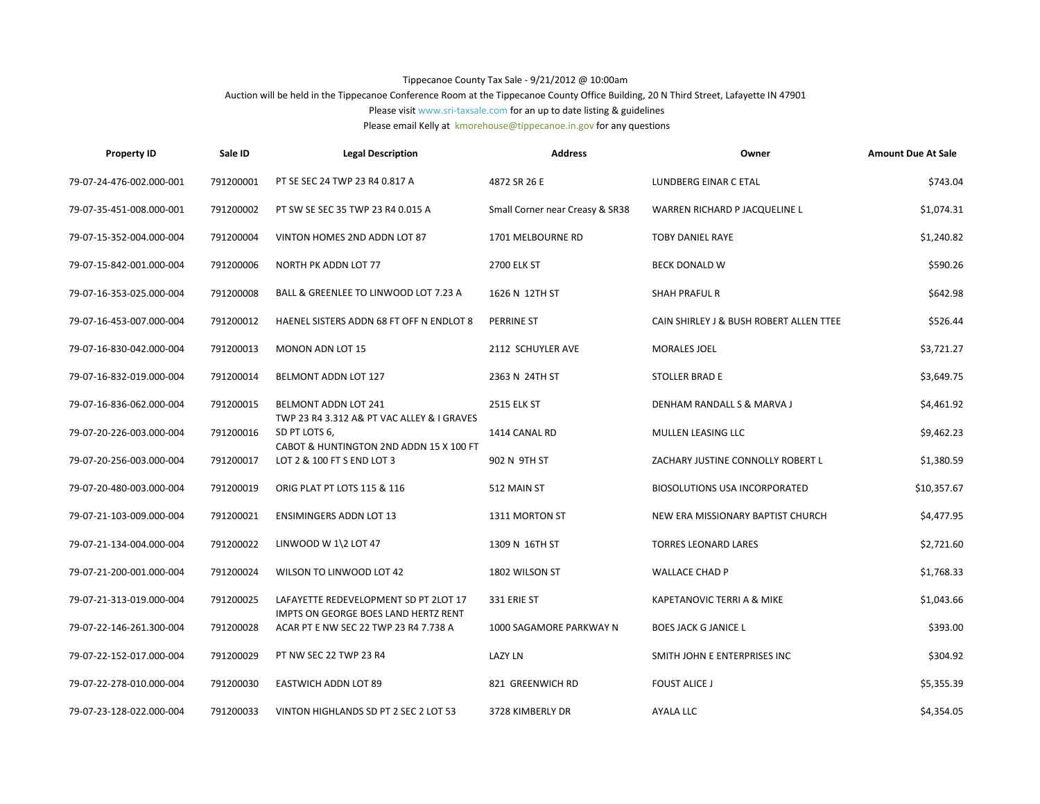Tippecanoe County Tax Sale - 9/21/2012 @ 10:00am

Auction will be held in the Tippecanoe Conference Room at the Tippecanoe County Office Building, 20 N Third Street, Lafayette IN 47901

Please visit www.sri-taxsale.com for an up to date listing & guidelines

Please email Kelly at kmorehouse@tippecanoe.in.gov for any questions

| Property ID | Sale ID | Legal Description | Address | Owner | Amount Due At Sale |
|---|---|---|---|---|---|
| 79-07-24-476-002.000-001 | 791200001 | PT SE SEC 24 TWP 23 R4 0.817 A | 4872 SR 26 E | LUNDBERG EINAR C ETAL | $743.04 |
| 79-07-35-451-008.000-001 | 791200002 | PT SW SE SEC 35 TWP 23 R4 0.015 A | Small Corner near Creasy & SR38 | WARREN RICHARD P JACQUELINE L | $1,074.31 |
| 79-07-15-352-004.000-004 | 791200004 | VINTON HOMES 2ND ADDN LOT 87 | 1701 MELBOURNE RD | TOBY DANIEL RAYE | $1,240.82 |
| 79-07-15-842-001.000-004 | 791200006 | NORTH PK ADDN LOT 77 | 2700 ELK ST | BECK DONALD W | $590.26 |
| 79-07-16-353-025.000-004 | 791200008 | BALL & GREENLEE TO LINWOOD LOT 7.23 A | 1626 N 12TH ST | SHAH PRAFUL R | $642.98 |
| 79-07-16-453-007.000-004 | 791200012 | HAENEL SISTERS ADDN 68 FT OFF N ENDLOT 8 | PERRINE ST | CAIN SHIRLEY J & BUSH ROBERT ALLEN TTEE | $526.44 |
| 79-07-16-830-042.000-004 | 791200013 | MONON ADN LOT 15 | 2112 SCHUYLER AVE | MORALES JOEL | $3,721.27 |
| 79-07-16-832-019.000-004 | 791200014 | BELMONT ADDN LOT 127 | 2363 N 24TH ST | STOLLER BRAD E | $3,649.75 |
| 79-07-16-836-062.000-004 | 791200015 | BELMONT ADDN LOT 241 | 2515 ELK ST | DENHAM RANDALL S & MARVA J | $4,461.92 |
| 79-07-20-226-003.000-004 | 791200016 | TWP 23 R4 3.312 A& PT VAC ALLEY & I GRAVES SD PT LOTS 6, | 1414 CANAL RD | MULLEN LEASING LLC | $9,462.23 |
| 79-07-20-256-003.000-004 | 791200017 | CABOT & HUNTINGTON 2ND ADDN 15 X 100 FT LOT 2 & 100 FT S END LOT 3 | 902 N 9TH ST | ZACHARY JUSTINE CONNOLLY ROBERT L | $1,380.59 |
| 79-07-20-480-003.000-004 | 791200019 | ORIG PLAT PT LOTS 115 & 116 | 512 MAIN ST | BIOSOLUTIONS USA INCORPORATED | $10,357.67 |
| 79-07-21-103-009.000-004 | 791200021 | ENSIMINGERS ADDN LOT 13 | 1311 MORTON ST | NEW ERA MISSIONARY BAPTIST CHURCH | $4,477.95 |
| 79-07-21-134-004.000-004 | 791200022 | LINWOOD W 1\2 LOT 47 | 1309 N 16TH ST | TORRES LEONARD LARES | $2,721.60 |
| 79-07-21-200-001.000-004 | 791200024 | WILSON TO LINWOOD LOT 42 | 1802 WILSON ST | WALLACE CHAD P | $1,768.33 |
| 79-07-21-313-019.000-004 | 791200025 | LAFAYETTE REDEVELOPMENT SD PT 2LOT 17 | 331 ERIE ST | KAPETANOVIC TERRI A & MIKE | $1,043.66 |
| 79-07-22-146-261.300-004 | 791200028 | IMPTS ON GEORGE BOES LAND HERTZ RENT ACAR PT E NW SEC 22 TWP 23 R4 7.738 A | 1000 SAGAMORE PARKWAY N | BOES JACK G JANICE L | $393.00 |
| 79-07-22-152-017.000-004 | 791200029 | PT NW SEC 22 TWP 23 R4 | LAZY LN | SMITH JOHN E ENTERPRISES INC | $304.92 |
| 79-07-22-278-010.000-004 | 791200030 | EASTWICH ADDN LOT 89 | 821 GREENWICH RD | FOUST ALICE J | $5,355.39 |
| 79-07-23-128-022.000-004 | 791200033 | VINTON HIGHLANDS SD PT 2 SEC 2 LOT 53 | 3728 KIMBERLY DR | AYALA LLC | $4,354.05 |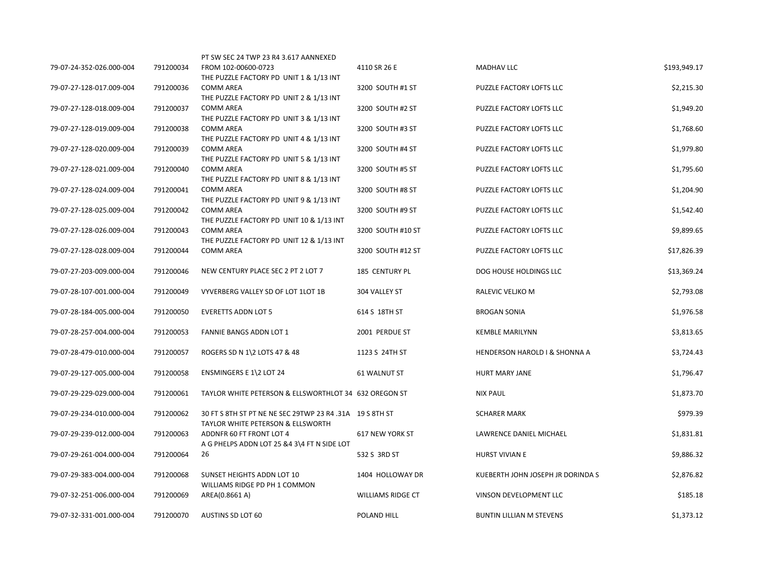| | | | | | |
|---|---|---|---|---|---|
| 79-07-24-352-026.000-004 | 791200034 | PT SW SEC 24 TWP 23 R4 3.617 AANNEXED FROM 102-00600-0723 | 4110 SR 26 E | MADHAV LLC | $193,949.17 |
| 79-07-27-128-017.009-004 | 791200036 | THE PUZZLE FACTORY PD UNIT 1 & 1/13 INT COMM AREA | 3200 SOUTH #1 ST | PUZZLE FACTORY LOFTS LLC | $2,215.30 |
| 79-07-27-128-018.009-004 | 791200037 | THE PUZZLE FACTORY PD UNIT 2 & 1/13 INT COMM AREA | 3200 SOUTH #2 ST | PUZZLE FACTORY LOFTS LLC | $1,949.20 |
| 79-07-27-128-019.009-004 | 791200038 | THE PUZZLE FACTORY PD UNIT 3 & 1/13 INT COMM AREA | 3200 SOUTH #3 ST | PUZZLE FACTORY LOFTS LLC | $1,768.60 |
| 79-07-27-128-020.009-004 | 791200039 | THE PUZZLE FACTORY PD UNIT 4 & 1/13 INT COMM AREA | 3200 SOUTH #4 ST | PUZZLE FACTORY LOFTS LLC | $1,979.80 |
| 79-07-27-128-021.009-004 | 791200040 | THE PUZZLE FACTORY PD UNIT 5 & 1/13 INT COMM AREA | 3200 SOUTH #5 ST | PUZZLE FACTORY LOFTS LLC | $1,795.60 |
| 79-07-27-128-024.009-004 | 791200041 | THE PUZZLE FACTORY PD UNIT 8 & 1/13 INT COMM AREA | 3200 SOUTH #8 ST | PUZZLE FACTORY LOFTS LLC | $1,204.90 |
| 79-07-27-128-025.009-004 | 791200042 | THE PUZZLE FACTORY PD UNIT 9 & 1/13 INT COMM AREA | 3200 SOUTH #9 ST | PUZZLE FACTORY LOFTS LLC | $1,542.40 |
| 79-07-27-128-026.009-004 | 791200043 | THE PUZZLE FACTORY PD UNIT 10 & 1/13 INT COMM AREA | 3200 SOUTH #10 ST | PUZZLE FACTORY LOFTS LLC | $9,899.65 |
| 79-07-27-128-028.009-004 | 791200044 | THE PUZZLE FACTORY PD UNIT 12 & 1/13 INT COMM AREA | 3200 SOUTH #12 ST | PUZZLE FACTORY LOFTS LLC | $17,826.39 |
| 79-07-27-203-009.000-004 | 791200046 | NEW CENTURY PLACE SEC 2 PT 2 LOT 7 | 185 CENTURY PL | DOG HOUSE HOLDINGS LLC | $13,369.24 |
| 79-07-28-107-001.000-004 | 791200049 | VYVERBERG VALLEY SD OF LOT 1LOT 1B | 304 VALLEY ST | RALEVIC VELJKO M | $2,793.08 |
| 79-07-28-184-005.000-004 | 791200050 | EVERETTS ADDN LOT 5 | 614 S 18TH ST | BROGAN SONIA | $1,976.58 |
| 79-07-28-257-004.000-004 | 791200053 | FANNIE BANGS ADDN LOT 1 | 2001 PERDUE ST | KEMBLE MARILYNN | $3,813.65 |
| 79-07-28-479-010.000-004 | 791200057 | ROGERS SD N 1\2 LOTS 47 & 48 | 1123 S 24TH ST | HENDERSON HAROLD I & SHONNA A | $3,724.43 |
| 79-07-29-127-005.000-004 | 791200058 | ENSMINGERS E 1\2 LOT 24 | 61 WALNUT ST | HURT MARY JANE | $1,796.47 |
| 79-07-29-229-029.000-004 | 791200061 | TAYLOR WHITE PETERSON & ELLSWORTHLOT 34 | 632 OREGON ST | NIX PAUL | $1,873.70 |
| 79-07-29-234-010.000-004 | 791200062 | 30 FT S 8TH ST PT NE NE SEC 29TWP 23 R4 .31A | 19 S 8TH ST | SCHARER MARK | $979.39 |
| 79-07-29-239-012.000-004 | 791200063 | TAYLOR WHITE PETERSON & ELLSWORTH ADDNFR 60 FT FRONT LOT 4 | 617 NEW YORK ST | LAWRENCE DANIEL MICHAEL | $1,831.81 |
| 79-07-29-261-004.000-004 | 791200064 | A G PHELPS ADDN LOT 25 &4 3\4 FT N SIDE LOT 26 | 532 S 3RD ST | HURST VIVIAN E | $9,886.32 |
| 79-07-29-383-004.000-004 | 791200068 | SUNSET HEIGHTS ADDN LOT 10 | 1404 HOLLOWAY DR | KUEBERTH JOHN JOSEPH JR DORINDA S | $2,876.82 |
| 79-07-32-251-006.000-004 | 791200069 | WILLIAMS RIDGE PD PH 1 COMMON AREA(0.8661 A) | WILLIAMS RIDGE CT | VINSON DEVELOPMENT LLC | $185.18 |
| 79-07-32-331-001.000-004 | 791200070 | AUSTINS SD LOT 60 | POLAND HILL | BUNTIN LILLIAN M STEVENS | $1,373.12 |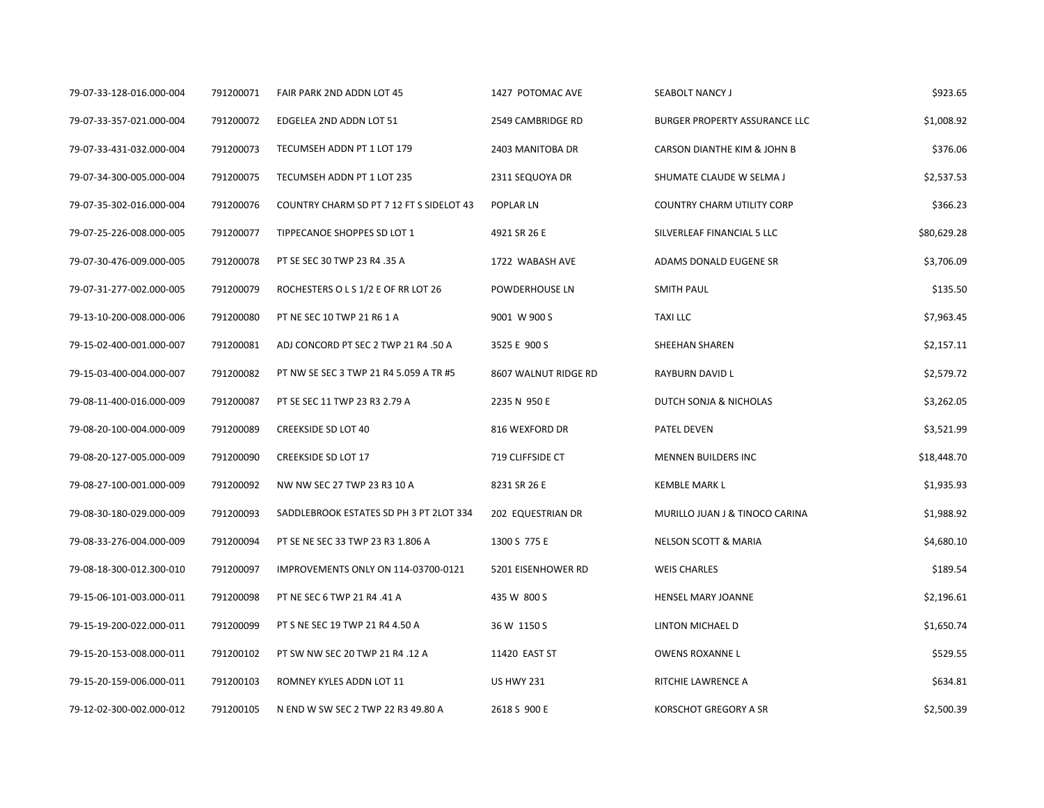| | | | | | |
|---|---|---|---|---|---|
| 79-07-33-128-016.000-004 | 791200071 | FAIR PARK 2ND ADDN LOT 45 | 1427 POTOMAC AVE | SEABOLT NANCY J | $923.65 |
| 79-07-33-357-021.000-004 | 791200072 | EDGELEA 2ND ADDN LOT 51 | 2549 CAMBRIDGE RD | BURGER PROPERTY ASSURANCE LLC | $1,008.92 |
| 79-07-33-431-032.000-004 | 791200073 | TECUMSEH ADDN PT 1 LOT 179 | 2403 MANITOBA DR | CARSON DIANTHE KIM & JOHN B | $376.06 |
| 79-07-34-300-005.000-004 | 791200075 | TECUMSEH ADDN PT 1 LOT 235 | 2311 SEQUOYA DR | SHUMATE CLAUDE W SELMA J | $2,537.53 |
| 79-07-35-302-016.000-004 | 791200076 | COUNTRY CHARM SD PT 7 12 FT S SIDELOT 43 | POPLAR LN | COUNTRY CHARM UTILITY CORP | $366.23 |
| 79-07-25-226-008.000-005 | 791200077 | TIPPECANOE SHOPPES SD LOT 1 | 4921 SR 26 E | SILVERLEAF FINANCIAL 5 LLC | $80,629.28 |
| 79-07-30-476-009.000-005 | 791200078 | PT SE SEC 30 TWP 23 R4 .35 A | 1722 WABASH AVE | ADAMS DONALD EUGENE SR | $3,706.09 |
| 79-07-31-277-002.000-005 | 791200079 | ROCHESTERS O L S 1/2 E OF RR LOT 26 | POWDERHOUSE LN | SMITH PAUL | $135.50 |
| 79-13-10-200-008.000-006 | 791200080 | PT NE SEC 10 TWP 21 R6 1 A | 9001 W 900 S | TAXI LLC | $7,963.45 |
| 79-15-02-400-001.000-007 | 791200081 | ADJ CONCORD PT SEC 2 TWP 21 R4 .50 A | 3525 E 900 S | SHEEHAN SHAREN | $2,157.11 |
| 79-15-03-400-004.000-007 | 791200082 | PT NW SE SEC 3 TWP 21 R4 5.059 A TR #5 | 8607 WALNUT RIDGE RD | RAYBURN DAVID L | $2,579.72 |
| 79-08-11-400-016.000-009 | 791200087 | PT SE SEC 11 TWP 23 R3 2.79 A | 2235 N 950 E | DUTCH SONJA & NICHOLAS | $3,262.05 |
| 79-08-20-100-004.000-009 | 791200089 | CREEKSIDE SD LOT 40 | 816 WEXFORD DR | PATEL DEVEN | $3,521.99 |
| 79-08-20-127-005.000-009 | 791200090 | CREEKSIDE SD LOT 17 | 719 CLIFFSIDE CT | MENNEN BUILDERS INC | $18,448.70 |
| 79-08-27-100-001.000-009 | 791200092 | NW NW SEC 27 TWP 23 R3 10 A | 8231 SR 26 E | KEMBLE MARK L | $1,935.93 |
| 79-08-30-180-029.000-009 | 791200093 | SADDLEBROOK ESTATES SD PH 3 PT 2LOT 334 | 202 EQUESTRIAN DR | MURILLO JUAN J & TINOCO CARINA | $1,988.92 |
| 79-08-33-276-004.000-009 | 791200094 | PT SE NE SEC 33 TWP 23 R3 1.806 A | 1300 S 775 E | NELSON SCOTT & MARIA | $4,680.10 |
| 79-08-18-300-012.300-010 | 791200097 | IMPROVEMENTS ONLY ON 114-03700-0121 | 5201 EISENHOWER RD | WEIS CHARLES | $189.54 |
| 79-15-06-101-003.000-011 | 791200098 | PT NE SEC 6 TWP 21 R4 .41 A | 435 W 800 S | HENSEL MARY JOANNE | $2,196.61 |
| 79-15-19-200-022.000-011 | 791200099 | PT S NE SEC 19 TWP 21 R4 4.50 A | 36 W 1150 S | LINTON MICHAEL D | $1,650.74 |
| 79-15-20-153-008.000-011 | 791200102 | PT SW NW SEC 20 TWP 21 R4 .12 A | 11420 EAST ST | OWENS ROXANNE L | $529.55 |
| 79-15-20-159-006.000-011 | 791200103 | ROMNEY KYLES ADDN LOT 11 | US HWY 231 | RITCHIE LAWRENCE A | $634.81 |
| 79-12-02-300-002.000-012 | 791200105 | N END W SW SEC 2 TWP 22 R3 49.80 A | 2618 S 900 E | KORSCHOT GREGORY A SR | $2,500.39 |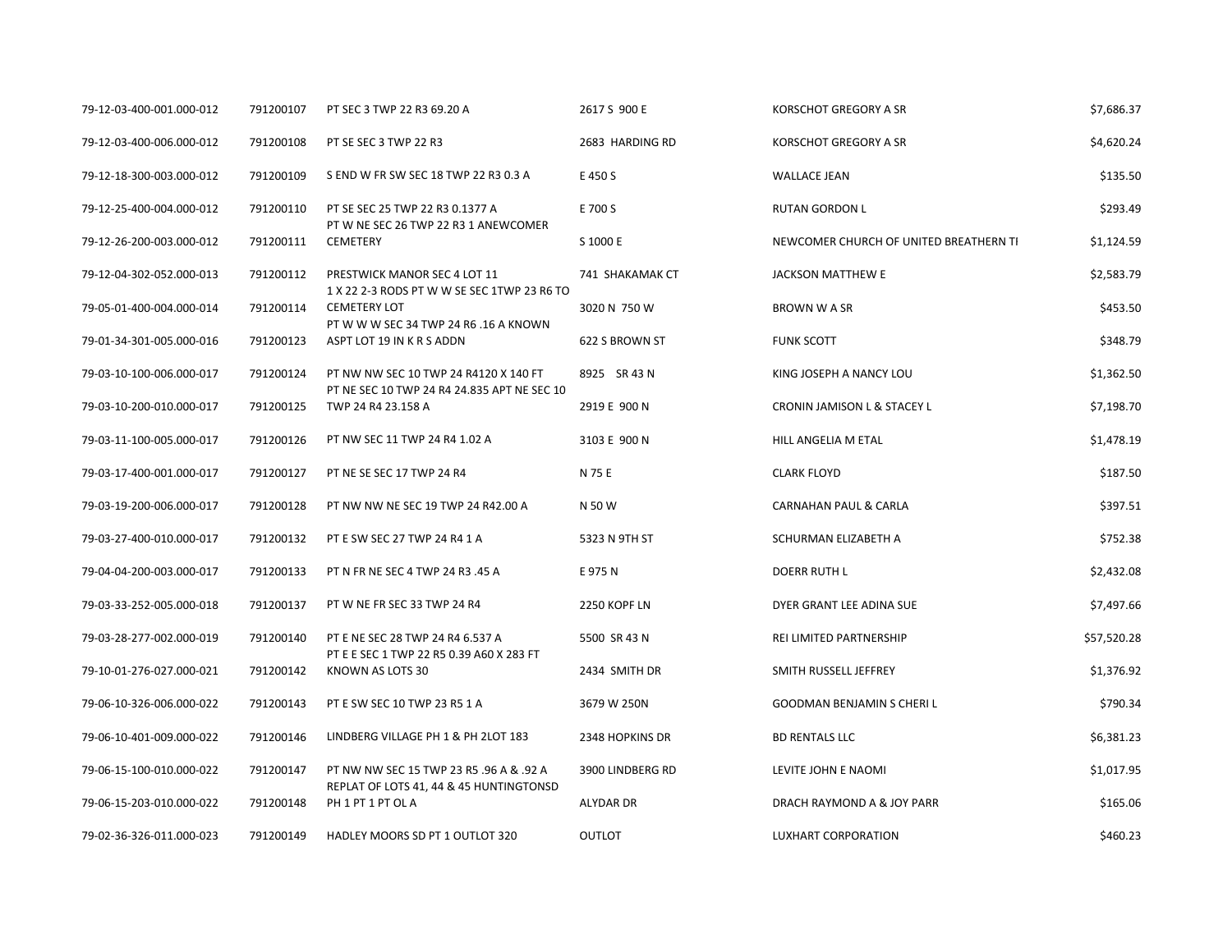| | | | | | |
|---|---|---|---|---|---|
| 79-12-03-400-001.000-012 | 791200107 | PT SEC 3 TWP 22 R3 69.20 A | 2617 S 900 E | KORSCHOT GREGORY A SR | $7,686.37 |
| 79-12-03-400-006.000-012 | 791200108 | PT SE SEC 3 TWP 22 R3 | 2683 HARDING RD | KORSCHOT GREGORY A SR | $4,620.24 |
| 79-12-18-300-003.000-012 | 791200109 | S END W FR SW SEC 18 TWP 22 R3 0.3 A | E 450 S | WALLACE JEAN | $135.50 |
| 79-12-25-400-004.000-012 | 791200110 | PT SE SEC 25 TWP 22 R3 0.1377 A | E 700 S | RUTAN GORDON L | $293.49 |
| 79-12-26-200-003.000-012 | 791200111 | PT W NE SEC 26 TWP 22 R3 1 ANEWCOMER CEMETERY | S 1000 E | NEWCOMER CHURCH OF UNITED BREATHERN TI | $1,124.59 |
| 79-12-04-302-052.000-013 | 791200112 | PRESTWICK MANOR SEC 4 LOT 11 | 741 SHAKAMAK CT | JACKSON MATTHEW E | $2,583.79 |
| 79-05-01-400-004.000-014 | 791200114 | 1 X 22 2-3 RODS PT W W SE SEC 1TWP 23 R6 TO CEMETERY LOT | 3020 N 750 W | BROWN W A SR | $453.50 |
| 79-01-34-301-005.000-016 | 791200123 | PT W W W SEC 34 TWP 24 R6 .16 A KNOWN ASPT LOT 19 IN K R S ADDN | 622 S BROWN ST | FUNK SCOTT | $348.79 |
| 79-03-10-100-006.000-017 | 791200124 | PT NW NW SEC 10 TWP 24 R4120 X 140 FT | 8925 SR 43 N | KING JOSEPH A NANCY LOU | $1,362.50 |
| 79-03-10-200-010.000-017 | 791200125 | PT NE SEC 10 TWP 24 R4 24.835 APT NE SEC 10 TWP 24 R4 23.158 A | 2919 E 900 N | CRONIN JAMISON L & STACEY L | $7,198.70 |
| 79-03-11-100-005.000-017 | 791200126 | PT NW SEC 11 TWP 24 R4 1.02 A | 3103 E 900 N | HILL ANGELIA M ETAL | $1,478.19 |
| 79-03-17-400-001.000-017 | 791200127 | PT NE SE SEC 17 TWP 24 R4 | N 75 E | CLARK FLOYD | $187.50 |
| 79-03-19-200-006.000-017 | 791200128 | PT NW NW NE SEC 19 TWP 24 R42.00 A | N 50 W | CARNAHAN PAUL & CARLA | $397.51 |
| 79-03-27-400-010.000-017 | 791200132 | PT E SW SEC 27 TWP 24 R4 1 A | 5323 N 9TH ST | SCHURMAN ELIZABETH A | $752.38 |
| 79-04-04-200-003.000-017 | 791200133 | PT N FR NE SEC 4 TWP 24 R3 .45 A | E 975 N | DOERR RUTH L | $2,432.08 |
| 79-03-33-252-005.000-018 | 791200137 | PT W NE FR SEC 33 TWP 24 R4 | 2250 KOPF LN | DYER GRANT LEE ADINA SUE | $7,497.66 |
| 79-03-28-277-002.000-019 | 791200140 | PT E NE SEC 28 TWP 24 R4 6.537 A | 5500 SR 43 N | REI LIMITED PARTNERSHIP | $57,520.28 |
| 79-10-01-276-027.000-021 | 791200142 | PT E E SEC 1 TWP 22 R5 0.39 A60 X 283 FT KNOWN AS LOTS 30 | 2434 SMITH DR | SMITH RUSSELL JEFFREY | $1,376.92 |
| 79-06-10-326-006.000-022 | 791200143 | PT E SW SEC 10 TWP 23 R5 1 A | 3679 W 250N | GOODMAN BENJAMIN S CHERI L | $790.34 |
| 79-06-10-401-009.000-022 | 791200146 | LINDBERG VILLAGE PH 1 & PH 2LOT 183 | 2348 HOPKINS DR | BD RENTALS LLC | $6,381.23 |
| 79-06-15-100-010.000-022 | 791200147 | PT NW NW SEC 15 TWP 23 R5 .96 A & .92 A | 3900 LINDBERG RD | LEVITE JOHN E NAOMI | $1,017.95 |
| 79-06-15-203-010.000-022 | 791200148 | REPLAT OF LOTS 41, 44 & 45 HUNTINGTONSD PH 1 PT 1 PT OL A | ALYDAR DR | DRACH RAYMOND A & JOY PARR | $165.06 |
| 79-02-36-326-011.000-023 | 791200149 | HADLEY MOORS SD PT 1 OUTLOT 320 | OUTLOT | LUXHART CORPORATION | $460.23 |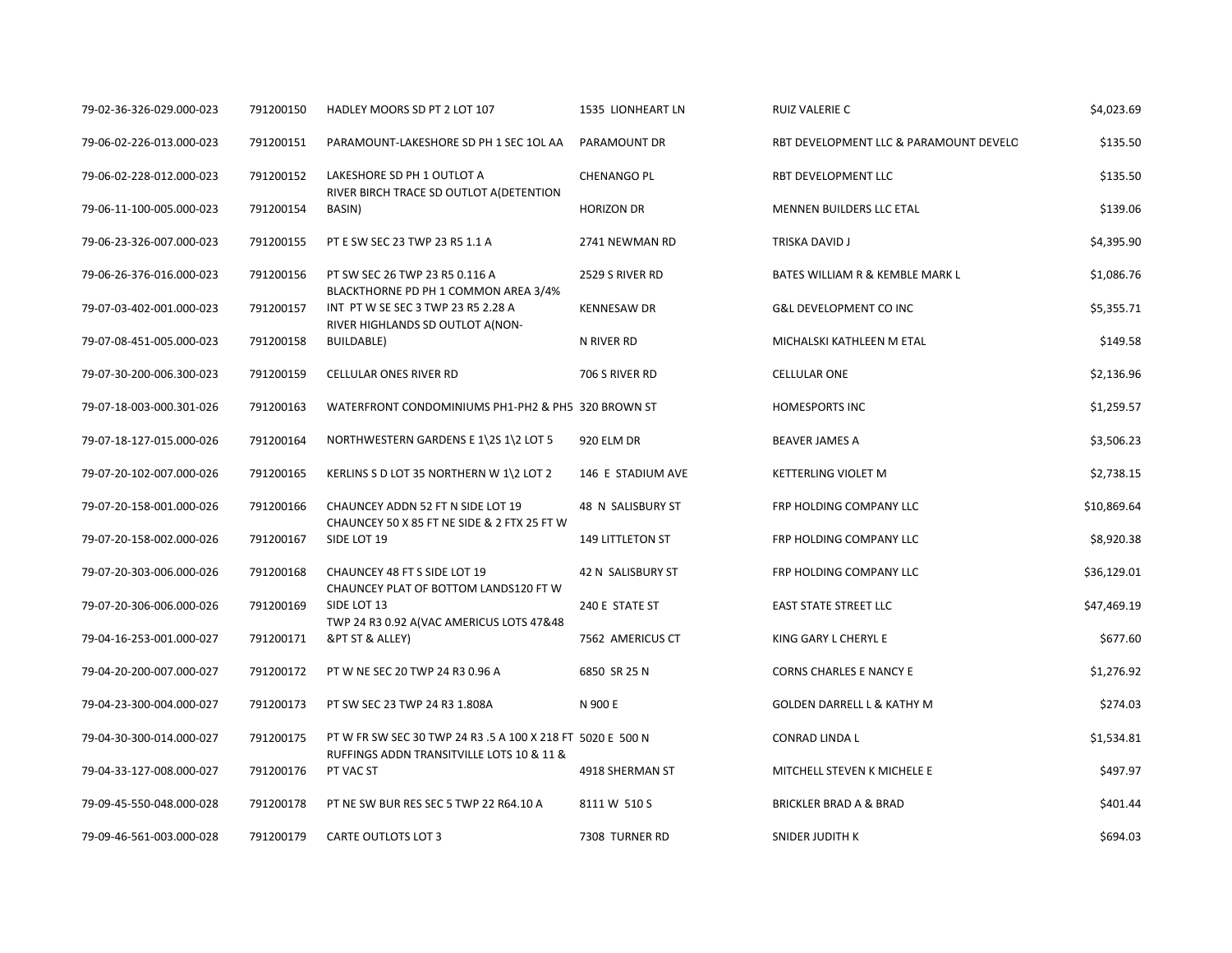| | | | | | |
|---|---|---|---|---|---|
| 79-02-36-326-029.000-023 | 791200150 | HADLEY MOORS SD PT 2 LOT 107 | 1535 LIONHEART LN | RUIZ VALERIE C | $4,023.69 |
| 79-06-02-226-013.000-023 | 791200151 | PARAMOUNT-LAKESHORE SD PH 1 SEC 1OL AA | PARAMOUNT DR | RBT DEVELOPMENT LLC & PARAMOUNT DEVELC | $135.50 |
| 79-06-02-228-012.000-023 | 791200152 | LAKESHORE SD PH 1 OUTLOT A | CHENANGO PL | RBT DEVELOPMENT LLC | $135.50 |
| 79-06-11-100-005.000-023 | 791200154 | RIVER BIRCH TRACE SD OUTLOT A(DETENTION BASIN) | HORIZON DR | MENNEN BUILDERS LLC ETAL | $139.06 |
| 79-06-23-326-007.000-023 | 791200155 | PT E SW SEC 23 TWP 23 R5 1.1 A | 2741 NEWMAN RD | TRISKA DAVID J | $4,395.90 |
| 79-06-26-376-016.000-023 | 791200156 | PT SW SEC 26 TWP 23 R5 0.116 A | 2529 S RIVER RD | BATES WILLIAM R & KEMBLE MARK L | $1,086.76 |
| 79-07-03-402-001.000-023 | 791200157 | BLACKTHORNE PD PH 1 COMMON AREA 3/4% INT PT W SE SEC 3 TWP 23 R5 2.28 A | KENNESAW DR | G&L DEVELOPMENT CO INC | $5,355.71 |
| 79-07-08-451-005.000-023 | 791200158 | RIVER HIGHLANDS SD OUTLOT A(NON-BUILDABLE) | N RIVER RD | MICHALSKI KATHLEEN M ETAL | $149.58 |
| 79-07-30-200-006.300-023 | 791200159 | CELLULAR ONES RIVER RD | 706 S RIVER RD | CELLULAR ONE | $2,136.96 |
| 79-07-18-003-000.301-026 | 791200163 | WATERFRONT CONDOMINIUMS PH1-PH2 & PH5 | 320 BROWN ST | HOMESPORTS INC | $1,259.57 |
| 79-07-18-127-015.000-026 | 791200164 | NORTHWESTERN GARDENS E 1\2S 1\2 LOT 5 | 920 ELM DR | BEAVER JAMES A | $3,506.23 |
| 79-07-20-102-007.000-026 | 791200165 | KERLINS S D LOT 35 NORTHERN W 1\2 LOT 2 | 146 E STADIUM AVE | KETTERLING VIOLET M | $2,738.15 |
| 79-07-20-158-001.000-026 | 791200166 | CHAUNCEY ADDN 52 FT N SIDE LOT 19 | 48 N SALISBURY ST | FRP HOLDING COMPANY LLC | $10,869.64 |
| 79-07-20-158-002.000-026 | 791200167 | CHAUNCEY 50 X 85 FT NE SIDE & 2 FTX 25 FT W SIDE LOT 19 | 149 LITTLETON ST | FRP HOLDING COMPANY LLC | $8,920.38 |
| 79-07-20-303-006.000-026 | 791200168 | CHAUNCEY 48 FT S SIDE LOT 19 | 42 N SALISBURY ST | FRP HOLDING COMPANY LLC | $36,129.01 |
| 79-07-20-306-006.000-026 | 791200169 | CHAUNCEY PLAT OF BOTTOM LANDS120 FT W SIDE LOT 13 | 240 E STATE ST | EAST STATE STREET LLC | $47,469.19 |
| 79-04-16-253-001.000-027 | 791200171 | TWP 24 R3 0.92 A(VAC AMERICUS LOTS 47&48 &PT ST & ALLEY) | 7562 AMERICUS CT | KING GARY L CHERYL E | $677.60 |
| 79-04-20-200-007.000-027 | 791200172 | PT W NE SEC 20 TWP 24 R3 0.96 A | 6850 SR 25 N | CORNS CHARLES E NANCY E | $1,276.92 |
| 79-04-23-300-004.000-027 | 791200173 | PT SW SEC 23 TWP 24 R3 1.808A | N 900 E | GOLDEN DARRELL L & KATHY M | $274.03 |
| 79-04-30-300-014.000-027 | 791200175 | PT W FR SW SEC 30 TWP 24 R3 .5 A 100 X 218 FT | 5020 E 500 N | CONRAD LINDA L | $1,534.81 |
| 79-04-33-127-008.000-027 | 791200176 | RUFFINGS ADDN TRANSITVILLE LOTS 10 & 11 & PT VAC ST | 4918 SHERMAN ST | MITCHELL STEVEN K MICHELE E | $497.97 |
| 79-09-45-550-048.000-028 | 791200178 | PT NE SW BUR RES SEC 5 TWP 22 R64.10 A | 8111 W 510 S | BRICKLER BRAD A & BRAD | $401.44 |
| 79-09-46-561-003.000-028 | 791200179 | CARTE OUTLOTS LOT 3 | 7308 TURNER RD | SNIDER JUDITH K | $694.03 |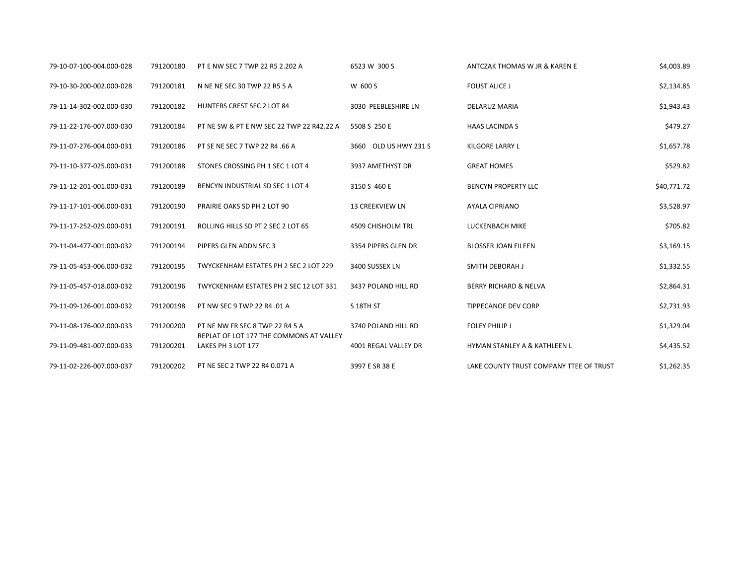| | | | | | |
|---|---|---|---|---|---|
| 79-10-07-100-004.000-028 | 791200180 | PT E NW SEC 7 TWP 22 R5 2.202 A | 6523 W 300 S | ANTCZAK THOMAS W JR & KAREN E | $4,003.89 |
| 79-10-30-200-002.000-028 | 791200181 | N NE NE SEC 30 TWP 22 R5 5 A | W 600 S | FOUST ALICE J | $2,134.85 |
| 79-11-14-302-002.000-030 | 791200182 | HUNTERS CREST SEC 2 LOT 84 | 3030 PEEBLESHIRE LN | DELARUZ MARIA | $1,943.43 |
| 79-11-22-176-007.000-030 | 791200184 | PT NE SW & PT E NW SEC 22 TWP 22 R42.22 A | 5508 S 250 E | HAAS LACINDA S | $479.27 |
| 79-11-07-276-004.000-031 | 791200186 | PT SE NE SEC 7 TWP 22 R4 .66 A | 3660 OLD US HWY 231 S | KILGORE LARRY L | $1,657.78 |
| 79-11-10-377-025.000-031 | 791200188 | STONES CROSSING PH 1 SEC 1 LOT 4 | 3937 AMETHYST DR | GREAT HOMES | $529.82 |
| 79-11-12-201-001.000-031 | 791200189 | BENCYN INDUSTRIAL SD SEC 1 LOT 4 | 3150 S 460 E | BENCYN PROPERTY LLC | $40,771.72 |
| 79-11-17-101-006.000-031 | 791200190 | PRAIRIE OAKS SD PH 2 LOT 90 | 13 CREEKVIEW LN | AYALA CIPRIANO | $3,528.97 |
| 79-11-17-252-029.000-031 | 791200191 | ROLLING HILLS SD PT 2 SEC 2 LOT 65 | 4509 CHISHOLM TRL | LUCKENBACH MIKE | $705.82 |
| 79-11-04-477-001.000-032 | 791200194 | PIPERS GLEN ADDN SEC 3 | 3354 PIPERS GLEN DR | BLOSSER JOAN EILEEN | $3,169.15 |
| 79-11-05-453-006.000-032 | 791200195 | TWYCKENHAM ESTATES PH 2 SEC 2 LOT 229 | 3400 SUSSEX LN | SMITH DEBORAH J | $1,332.55 |
| 79-11-05-457-018.000-032 | 791200196 | TWYCKENHAM ESTATES PH 2 SEC 12 LOT 331 | 3437 POLAND HILL RD | BERRY RICHARD & NELVA | $2,864.31 |
| 79-11-09-126-001.000-032 | 791200198 | PT NW SEC 9 TWP 22 R4 .01 A | S 18TH ST | TIPPECANOE DEV CORP | $2,731.93 |
| 79-11-08-176-002.000-033 | 791200200 | PT NE NW FR SEC 8 TWP 22 R4 5 A | 3740 POLAND HILL RD | FOLEY PHILIP J | $1,329.04 |
| 79-11-09-481-007.000-033 | 791200201 | REPLAT OF LOT 177 THE COMMONS AT VALLEY LAKES PH 3 LOT 177 | 4001 REGAL VALLEY DR | HYMAN STANLEY A & KATHLEEN L | $4,435.52 |
| 79-11-02-226-007.000-037 | 791200202 | PT NE SEC 2 TWP 22 R4 0.071 A | 3997 E SR 38 E | LAKE COUNTY TRUST COMPANY TTEE OF TRUST | $1,262.35 |